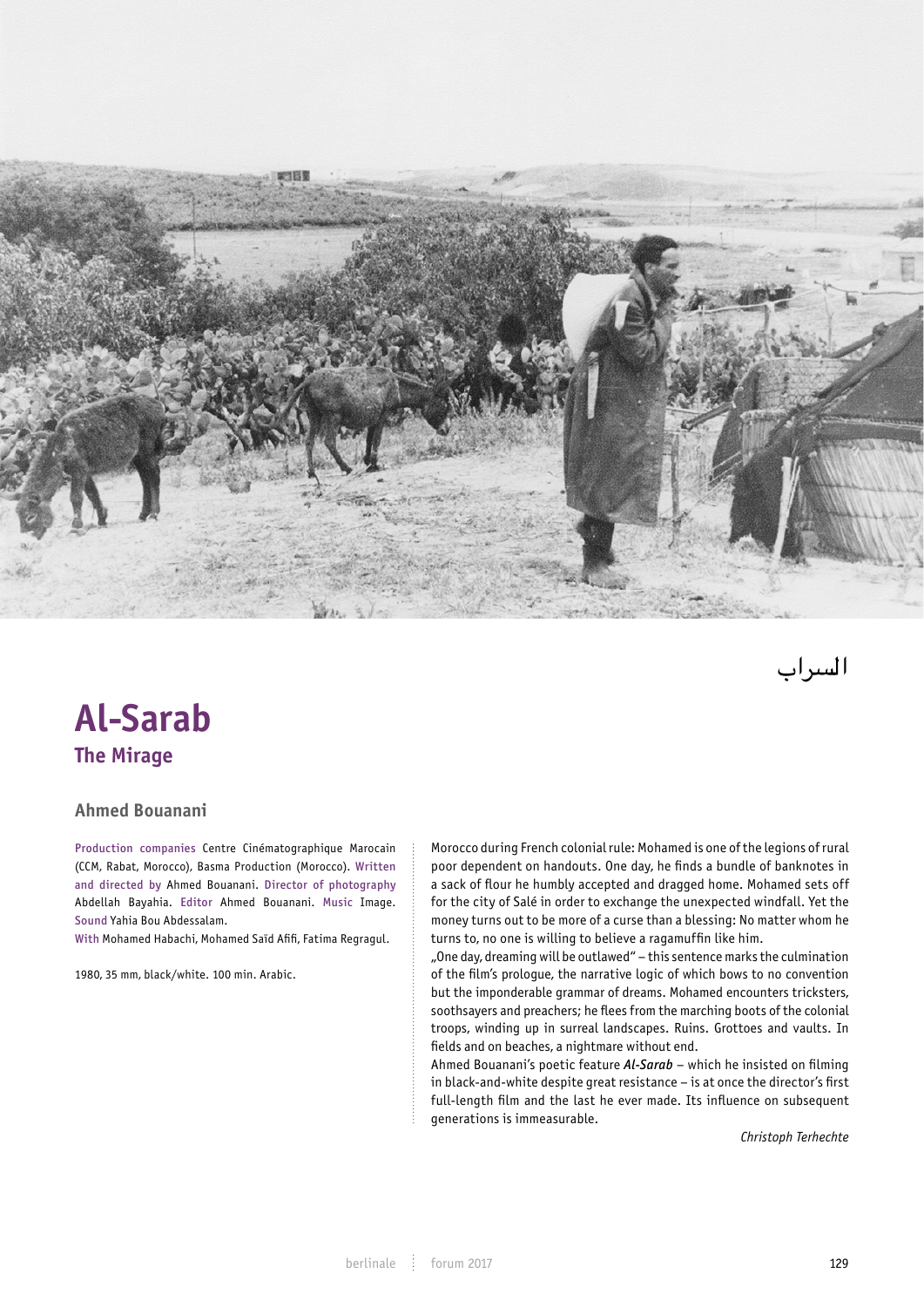السراب

# Al-Sarab
## The Mirage

### Ahmed Bouanani

Production companies Centre Cinématographique Marocain (CCM, Rabat, Morocco), Basma Production (Morocco). Written and directed by Ahmed Bouanani. Director of photography Abdellah Bayahia. Editor Ahmed Bouanani. Music Image. Sound Yahia Bou Abdessalam.
With Mohamed Habachi, Mohamed Saïd Afifi, Fatima Regragul.

1980, 35 mm, black/white. 100 min. Arabic.

Morocco during French colonial rule: Mohamed is one of the legions of rural poor dependent on handouts. One day, he finds a bundle of banknotes in a sack of flour he humbly accepted and dragged home. Mohamed sets off for the city of Salé in order to exchange the unexpected windfall. Yet the money turns out to be more of a curse than a blessing: No matter whom he turns to, no one is willing to believe a ragamuffin like him.

„One day, dreaming will be outlawed" – this sentence marks the culmination of the film's prologue, the narrative logic of which bows to no convention but the imponderable grammar of dreams. Mohamed encounters tricksters, soothsayers and preachers; he flees from the marching boots of the colonial troops, winding up in surreal landscapes. Ruins. Grottoes and vaults. In fields and on beaches, a nightmare without end.

Ahmed Bouanani's poetic feature ***Al-Sarab*** – which he insisted on filming in black-and-white despite great resistance – is at once the director's first full-length film and the last he ever made. Its influence on subsequent generations is immeasurable.

*Christoph Terhechte*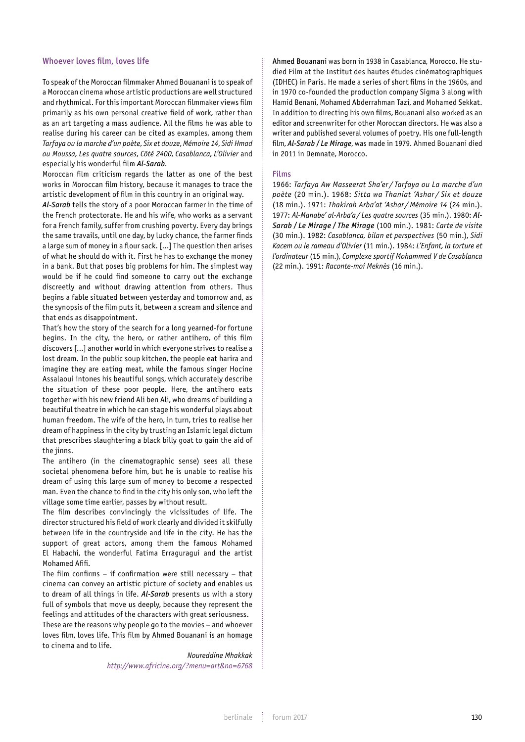## Whoever loves film, loves life

To speak of the Moroccan filmmaker Ahmed Bouanani is to speak of a Moroccan cinema whose artistic productions are well structured and rhythmical. For this important Moroccan filmmaker views film primarily as his own personal creative field of work, rather than as an art targeting a mass audience. All the films he was able to realise during his career can be cited as examples, among them *Tarfaya ou la marche d'un poète*, *Six et douze*, *Mémoire 14*, *Sidi Hmad ou Moussa*, *Les quatre sources*, *Côté 2400*, *Casablanca*, *L'Olivier* and especially his wonderful film ***Al-Sarab***.

Moroccan film criticism regards the latter as one of the best works in Moroccan film history, because it manages to trace the artistic development of film in this country in an original way.

***Al-Sarab*** tells the story of a poor Moroccan farmer in the time of the French protectorate. He and his wife, who works as a servant for a French family, suffer from crushing poverty. Every day brings the same travails, until one day, by lucky chance, the farmer finds a large sum of money in a flour sack. [...] The question then arises of what he should do with it. First he has to exchange the money in a bank. But that poses big problems for him. The simplest way would be if he could find someone to carry out the exchange discreetly and without drawing attention from others. Thus begins a fable situated between yesterday and tomorrow and, as the synopsis of the film puts it, between a scream and silence and that ends as disappointment.

That's how the story of the search for a long yearned-for fortune begins. In the city, the hero, or rather antihero, of this film discovers [...] another world in which everyone strives to realise a lost dream. In the public soup kitchen, the people eat harira and imagine they are eating meat, while the famous singer Hocine Assalaoui intones his beautiful songs, which accurately describe the situation of these poor people. Here, the antihero eats together with his new friend Ali ben Ali, who dreams of building a beautiful theatre in which he can stage his wonderful plays about human freedom. The wife of the hero, in turn, tries to realise her dream of happiness in the city by trusting an Islamic legal dictum that prescribes slaughtering a black billy goat to gain the aid of the jinns.

The antihero (in the cinematographic sense) sees all these societal phenomena before him, but he is unable to realise his dream of using this large sum of money to become a respected man. Even the chance to find in the city his only son, who left the village some time earlier, passes by without result.

The film describes convincingly the vicissitudes of life. The director structured his field of work clearly and divided it skilfully between life in the countryside and life in the city. He has the support of great actors, among them the famous Mohamed El Habachi, the wonderful Fatima Erraguragui and the artist Mohamed Afifi.

The film confirms – if confirmation were still necessary – that cinema can convey an artistic picture of society and enables us to dream of all things in life. ***Al-Sarab*** presents us with a story full of symbols that move us deeply, because they represent the feelings and attitudes of the characters with great seriousness.

These are the reasons why people go to the movies – and whoever loves film, loves life. This film by Ahmed Bouanani is an homage to cinema and to life.

*Noureddine Mhakkak*
*http://www.africine.org/?menu=art&no=6768*

**Ahmed Bouanani** was born in 1938 in Casablanca, Morocco. He studied Film at the Institut des hautes études cinématographiques (IDHEC) in Paris. He made a series of short films in the 1960s, and in 1970 co-founded the production company Sigma 3 along with Hamid Benani, Mohamed Abderrahman Tazi, and Mohamed Sekkat. In addition to directing his own films, Bouanani also worked as an editor and screenwriter for other Moroccan directors. He was also a writer and published several volumes of poetry. His one full-length film, ***Al-Sarab / Le Mirage***, was made in 1979. Ahmed Bouanani died in 2011 in Demnate, Morocco.

## Films

1966: *Tarfaya Aw Masseerat Sha'er / Tarfaya ou La marche d'un poète* (20 min.). 1968: *Sitta wa Thaniat 'Ashar / Six et douze* (18 min.). 1971: *Thakirah Arba'at 'Ashar / Mémoire 14* (24 min.). 1977: *Al-Manabe' al-Arba'a / Les quatre sources* (35 min.). 1980: ***Al-Sarab / Le Mirage / The Mirage*** (100 min.). 1981: *Carte de visite* (30 min.). 1982: *Casablanca, bilan et perspectives* (50 min.), *Sidi Kacem ou le rameau d'Olivier* (11 min.). 1984: *L'Enfant, la torture et l'ordinateur* (15 min.), *Complexe sportif Mohammed V de Casablanca* (22 min.). 1991: *Raconte-moi Meknès* (16 min.).